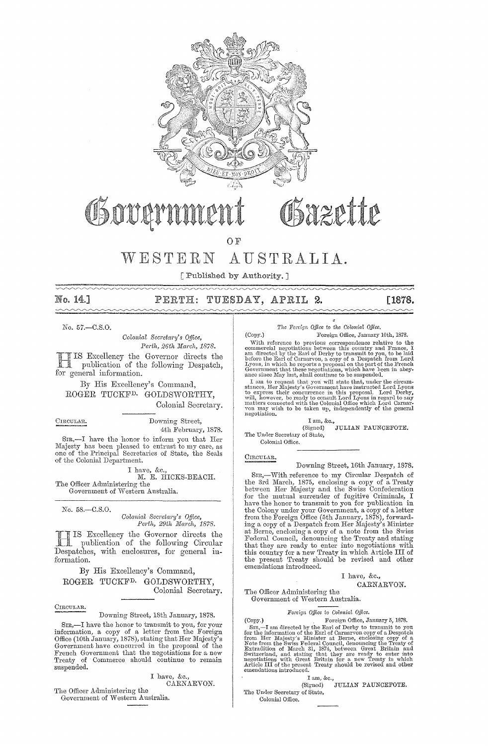# Government Gazette

## OF

# WESTERN AUSTRALIA.

[ Published by Authority. ]

**No. 14.] PERTH: TUESDAY, APRIL 2. [1878.**

---

No. 57.—C.S.O.

*Colonial Secretary's Office,*
*Perth, 26th March, 1878.*

HIS Excellency the Governor directs the publication of the following Despatch, for general information.

By His Excellency's Command,

ROGER TUCKFD. GOLDSWORTHY,
Colonial Secretary.

---

CIRCULAR.

Downing Street,
4th February, 1878.

SIR,—I have the honor to inform you that Her Majesty has been pleased to entrust to my care, as one of the Principal Secretaries of State, the Seals of the Colonial Department.

I have, &c.,
M. E. HICKS-BEACH.

The Officer Administering the
Government of Western Australia.

---

No. 58.—C.S.O.

*Colonial Secretary's Office,*
*Perth, 29th March, 1878.*

HIS Excellency the Governor directs the publication of the following Circular Despatches, with enclosures, for general information.

By His Excellency's Command,

ROGER TUCKFD. GOLDSWORTHY,
Colonial Secretary.

---

CIRCULAR.

Downing Street, 18th January, 1878.

SIR,—I have the honor to transmit to you, for your information, a copy of a letter from the Foreign Office (10th January, 1878), stating that Her Majesty's Government have concurred in the proposal of the French Government that the negotiations for a new Treaty of Commerce should continue to remain suspended.

I have, &c.,
CARNARVON.

The Officer Administering the
Government of Western Australia.

---

*The Foreign Office to the Colonial Office.*

(Copy.) Foreign Office, January 10th, 1878.

With reference to previous correspondence relative to the commercial negotiations between this country and France, I am directed by the Earl of Derby to transmit to you, to be laid before the Earl of Carnarvon, a copy of a Despatch from Lord Lyons, in which he reports a proposal on the part of the French Government that these negotiations, which have been in abeyance since May last, shall continue to be suspended.

I am to request that you will state that, under the circumstances, Her Majesty's Government have instructed Lord Lyons to express their concurrence in this proposal. Lord Derby, will, however, be ready to consult Lord Lyons in regard to any matters connected with the Colonial Office which Lord Carnarvon may wish to be taken up, independently of the general negotiation.

I am, &c.,
(Signed) JULIAN PAUNCEFOTE.

The Under Secretary of State,
Colonial Office.

---

CIRCULAR.

Downing Street, 16th January, 1878.

SIR,—With reference to my Circular Despatch of the 3rd March, 1875, enclosing a copy of a Treaty between Her Majesty and the Swiss Confederation for the mutual surrender of fugitive Criminals, I have the honor to transmit to you for publication in the Colony under your Government, a copy of a letter from the Foreign Office (5th January, 1878), forwarding a copy of a Despatch from Her Majesty's Minister at Berne, enclosing a copy of a note from the Swiss Federal Council, denouncing the Treaty and stating that they are ready to enter into negotiations with this country for a new Treaty in which Article III of the present Treaty should be revised and other emendations introduced.

I have, &c.,
CARNARVON.

The Officer Administering the
Government of Western Australia.

---

*Foreign Office to Colonial Office.*

(Copy.) Foreign Office, January 5, 1878.

SIR,—I am directed by the Earl of Derby to transmit to you for the information of the Earl of Carnarvon copy of a Despatch from Her Majesty's Minister at Berne, enclosing copy of a Note from the Swiss Federal Council, denouncing the Treaty of Extradition of March 31, 1874, between Great Britain and Switzerland, and stating that they are ready to enter into negotiations with Great Britain for a new Treaty in which Article III of the present Treaty should be revised and other emendations introduced.

I am, &c.,
(Signed) JULIAN PAUNCEFOTE.

The Under Secretary of State,
Colonial Office.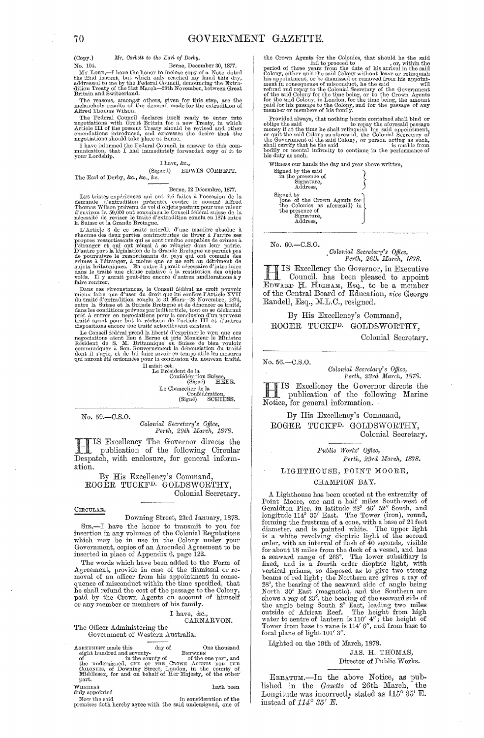(Copy.) *Mr. Corbett to the Earl of Derby.*

No. 104. Berne, December 30, 1877.

MY LORD,—I have the honor to inclose copy of a Note dated the 22nd instant, but which only reached my hand this day, addressed to me by the Federal Council, denouncing the Extradition Treaty of the 31st March—28th November, between Great Britain and Switzerland.

The reasons, amongst others, given for this step, are the melancholy results of the demand made for the extradition of Alfred Thomas Wilson.

The Federal Council declares itself ready to enter into negotiations with Great Britain for a new Treaty, in which Article III of the present Treaty should be revised and other emendations introduced, and expresses the desire that the negotiations should take place at Berne.

I have informed the Federal Council, in answer to this communication, that I had immediately forwarded copy of it to your Lordship.

I have, &c.,
(Signed) EDWIN CORBETT.

The Earl of Derby, &c., &c., &c.

Berne, 22 Décembre, 1877.

LES tristes expériences qui ont été faites à l'occasion de la demande d'extradition présentée contre le nommé Alfred Thomas Wilson prévenu de vol d'objets postaux pour une valeur d'environ fr. 50,000 ont convaincu le Conseil fédéral suisse de la nécessité de reviser le traité d'extradition conclu en 1874 entre la Suisse et la Grande Bretagne.

L'Article 3 de ce traité interdit d'une manière absolue à chacune des deux parties contractantes de livrer à l'autre ses propres ressortissants qui se sont rendus coupables de crimes à l'étranger et qui ont réussi à se réfugier dans leur patrie. D'autre part la législation de la Grande Bretagne ne permet pas de poursuivre le ressortissants du pays qui ont commis des crimes à l'étranger, à moins que ce ne soit au détriment de sujets britanniques. En outre il paraît nécessaire d'introduire dans le traité une clause relative à la restitution des objets volés. Il y aurait peut-être encore d'autres améliorations à y faire rentrer.

Dans ces circonstances, le Conseil fédéral ne croit pouvoir mieux faire que d'user du droit que lui confère l'Article XVII du traité d'extradition conclu le 31 Mars—28 Novembre, 1874, entre la Suisse et la Grande Bretagne et de dénoncer ce traité, dans les conditions prévues par ledit article, tout en se déclarant prêt à entrer en negociations pour la conclusion d'un nouveau traité ayant pour but la révision de l'article III et d'autres dispositions encore due traité actuellement existant.

Le Conseil fédéral prend la liberté d'exprimer le vœu que ces negociations aient lieu à Berne et prie Monsieur le Ministre Résident de S. M. Britannique en Suisse de bien vouloir communiquer à Son Gouvernement la dénonciation du traité dont il s'agit, et de lui faire savoir en temps utile les mesures qui auront été ordonnées pour la conclusion du nouveau traité.

Il saisit cet.
Le Président de la
Confédération Suisse,
(Signé) HEER.
Le Chancelier de la
Confédération,
(Signé) SCHIESS.

---

No. 59.—C.S.O.

*Colonial Secretary's Office,*
*Perth, 29th March, 1878.*

HIS Excellency The Governor directs the publication of the following Circular Despatch, with enclosure, for general information.

By His Excellency's Command,
ROGER TUCKF^D. GOLDSWORTHY,
Colonial Secretary.

CIRCULAR.

Downing Street, 23rd January, 1878.

SIR,—I have the honor to transmit to you for insertion in any volumes of the Colonial Regulations which may be in use in the Colony under your Government, copies of an Amended Agreement to be inserted in place of Appendix 6, page 122.

The words which have been added to the Form of Agreement, provide in case of the dismissal or removal of an officer from his appointment in consequence of misconduct within the time specified, that he shall refund the cost of the passage to the Colony, paid by the Crown Agents on account of himself or any member or members of his family.

I have, &c.,
CARNARVON.

The Officer Administering the
Government of Western Australia.

AGREEMENT made this day of One thousand eight hundred and seventy- BETWEEN of in the county of of the one part, and the undersigned, ONE OF THE CROWN AGENTS FOR THE COLONIES, of Downing Street, London, in the county of Middlesex, for and on behalf of Her Majesty, of the other part.

WHEREAS hath been duly appointed

Now the said in consideration of the premises doth hereby agree with the said undersigned, one of the Crown Agents for the Colonies, that should he the said fail to proceed to , or, within the period of three years from the date of his arrival in the said Colony, either quit the said Colony without leave or relinquish his appointment, or be dismissed or removed from his appointment in consequence of misconduct, he the said will refund and repay to the Colonial Secretary of the Government of the said Colony for the time being, or to the Crown Agents for the said Colony, in London, for the time being, the amount paid for his passage to the Colony, and for the passage of any member or members of his family.

Provided always, that nothing herein contained shall bind or oblige the said to repay the aforesaid passage money if at the time he shall relinquish his said appointment, or quit the said Colony as aforesaid, the Colonial Secretary of the Government of the said Colony, or person acting as such, shall certify that he the said is unable from bodily or mental infirmity to continue in the performance of his duty as such.

Witness our hands the day and year above written,

Signed by the said in the presence of
Signature,
Address,

Signed by (one of the Crown Agents for the Colonies as aforesaid) in the presence of
Signature,
Address,

---

No. 60.—C.S.O.

*Colonial Secretary's Office,*
*Perth, 26th March, 1878.*

HIS Excellency the Governor, in Executive Council, has been pleased to appoint EDWARD H. HIGHAM, Esq., to be a member of the Central Board of Education, *vice* George Randell, Esq., M.L.C., resigned.

By His Excellency's Command,
ROGER TUCKF^D. GOLDSWORTHY,
Colonial Secretary.

---

No. 56.—C.S.O.

*Colonial Secretary's Office,*
*Perth, 23rd March, 1878.*

HIS Excellency the Governor directs the publication of the following Marine Notice, for general information.

By His Excellency's Command,
ROGER TUCKF^D. GOLDSWORTHY,
Colonial Secretary.

*Public Works' Office,*
*Perth, 23rd March, 1878.*

LIGHTHOUSE, POINT MOORE,
CHAMPION BAY.

A Lighthouse has been erected at the extremity of Point Moore, one and a half miles South-west of Geraldton Pier, in latitude 28° 46′ 52″ South, and longitude 114° 35′ East. The Tower (iron), round, forming the frustrum of a cone, with a base of 21 feet diameter, and is painted white. The upper light is a white revolving dioptric light of the second order, with an interval of flash of 40 seconds, visible for about 18 miles from the deck of a vessel, and has a seaward range of 263°. The lower subsidiary is fixed, and is a fourth order dioptric light, with vertical prisms, so disposed as to give two strong beams of red light; the Northern arc gives a ray of 28°, the bearing of the seaward side of angle being North 30° East (magnetic), and the Southern arc shows a ray of 23°, the bearing of the seaward side of the angle being South 2° East, leading two miles outside of African Reef. The height from high water to centre of lantern is 110′ 4″; the height of Tower from base to vane is 114′ 6″, and from base to focal plane of light 101′ 3″.

Lighted on the 19th of March, 1878.

JAS. H. THOMAS,
Director of Public Works.

---

ERRATUM.—In the above Notice, as published in the *Gazette* of 26th March, the Longitude was incorrectly stated as 115° 35′ E. instead of *114° 35′ E.*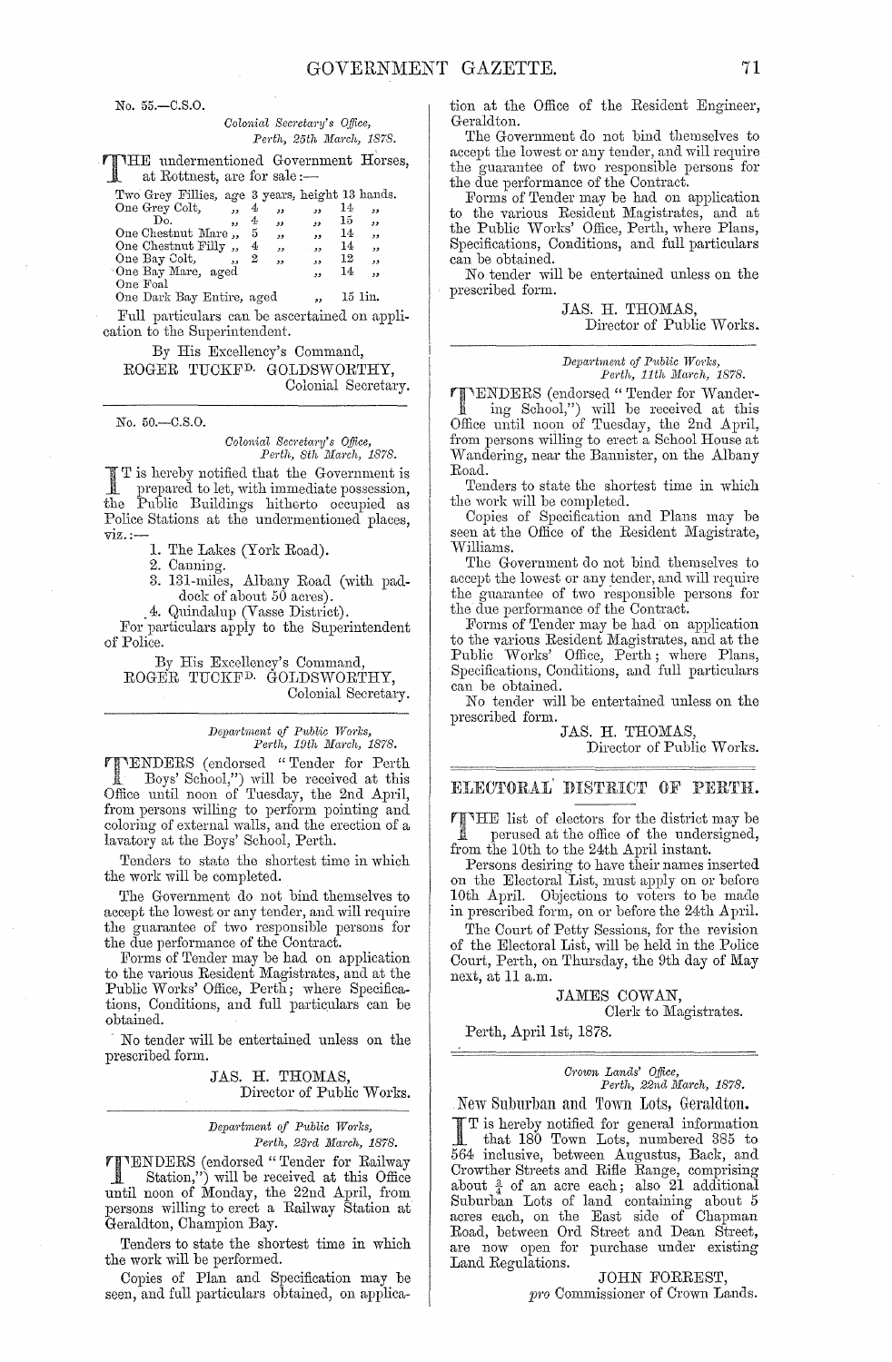No. 55.—C.S.O.

*Colonial Secretary's Office,*
*Perth, 25th March, 1878.*

THE undermentioned Government Horses, at Rottnest, are for sale:—

| | | | |
|---|---|---|---|
| Two Grey Fillies, | age 3 years, | height | 13 hands. |
| One Grey Colt, | ,, 4 ,, | ,, | 14 ,, |
| Do. | ,, 4 ,, | ,, | 15 ,, |
| One Chestnut Mare | ,, 5 ,, | ,, | 14 ,, |
| One Chestnut Filly | ,, 4 ,, | ,, | 14 ,, |
| One Bay Colt, | ,, 2 ,, | ,, | 12 ,, |
| One Bay Mare, | aged | ,, | 14 ,, |
| One Foal | | | |
| One Dark Bay Entire, | aged | ,, | 15 1in. |

Full particulars can be ascertained on application to the Superintendent.

By His Excellency's Command,
ROGER TUCKFD. GOLDSWORTHY,
Colonial Secretary.

---

No. 50.—C.S.O.

*Colonial Secretary's Office,*
*Perth, 8th March, 1878.*

IT is hereby notified that the Government is prepared to let, with immediate possession, the Public Buildings hitherto occupied as Police Stations at the undermentioned places, viz.:—

1. The Lakes (York Road).
2. Canning.
3. 131-miles, Albany Road (with paddock of about 50 acres).
4. Quindalup (Vasse District).

For particulars apply to the Superintendent of Police.

By His Excellency's Command,
ROGER TUCKFD. GOLDSWORTHY,
Colonial Secretary.

---

*Department of Public Works,*
*Perth, 19th March, 1878.*

TENDERS (endorsed "Tender for Perth Boys' School,") will be received at this Office until noon of Tuesday, the 2nd April, from persons willing to perform pointing and coloring of external walls, and the erection of a lavatory at the Boys' School, Perth.

Tenders to state the shortest time in which the work will be completed.

The Government do not bind themselves to accept the lowest or any tender, and will require the guarantee of two responsible persons for the due performance of the Contract.

Forms of Tender may be had on application to the various Resident Magistrates, and at the Public Works' Office, Perth; where Specifications, Conditions, and full particulars can be obtained.

No tender will be entertained unless on the prescribed form.

JAS. H. THOMAS,
Director of Public Works.

---

*Department of Public Works,*
*Perth, 23rd March, 1878.*

TENDERS (endorsed "Tender for Railway Station,") will be received at this Office until noon of Monday, the 22nd April, from persons willing to erect a Railway Station at Geraldton, Champion Bay.

Tenders to state the shortest time in which the work will be performed.

Copies of Plan and Specification may be seen, and full particulars obtained, on application at the Office of the Resident Engineer, Geraldton.

The Government do not bind themselves to accept the lowest or any tender, and will require the guarantee of two responsible persons for the due performance of the Contract.

Forms of Tender may be had on application to the various Resident Magistrates, and at the Public Works' Office, Perth, where Plans, Specifications, Conditions, and full particulars can be obtained.

No tender will be entertained unless on the prescribed form.

JAS. H. THOMAS,
Director of Public Works.

---

*Department of Public Works,*
*Perth, 11th March, 1878.*

TENDERS (endorsed "Tender for Wandering School,") will be received at this Office until noon of Tuesday, the 2nd April, from persons willing to erect a School House at Wandering, near the Bannister, on the Albany Road.

Tenders to state the shortest time in which the work will be completed.

Copies of Specification and Plans may be seen at the Office of the Resident Magistrate, Williams.

The Government do not bind themselves to accept the lowest or any tender, and will require the guarantee of two responsible persons for the due performance of the Contract.

Forms of Tender may be had on application to the various Resident Magistrates, and at the Public Works' Office, Perth; where Plans, Specifications, Conditions, and full particulars can be obtained.

No tender will be entertained unless on the prescribed form.

JAS. H. THOMAS,
Director of Public Works.

---

## ELECTORAL DISTRICT OF PERTH.

THE list of electors for the district may be perused at the office of the undersigned, from the 10th to the 24th April instant.

Persons desiring to have their names inserted on the Electoral List, must apply on or before 10th April. Objections to voters to be made in prescribed form, on or before the 24th April.

The Court of Petty Sessions, for the revision of the Electoral List, will be held in the Police Court, Perth, on Thursday, the 9th day of May next, at 11 a.m.

JAMES COWAN,
Clerk to Magistrates.

Perth, April 1st, 1878.

---

*Crown Lands' Office,*
*Perth, 22nd March, 1878.*

### New Suburban and Town Lots, Geraldton.

IT is hereby notified for general information that 180 Town Lots, numbered 385 to 564 inclusive, between Augustus, Back, and Crowther Streets and Rifle Range, comprising about ¾ of an acre each; also 21 additional Suburban Lots of land containing about 5 acres each, on the East side of Chapman Road, between Ord Street and Dean Street, are now open for purchase under existing Land Regulations.

JOHN FORREST,
*pro* Commissioner of Crown Lands.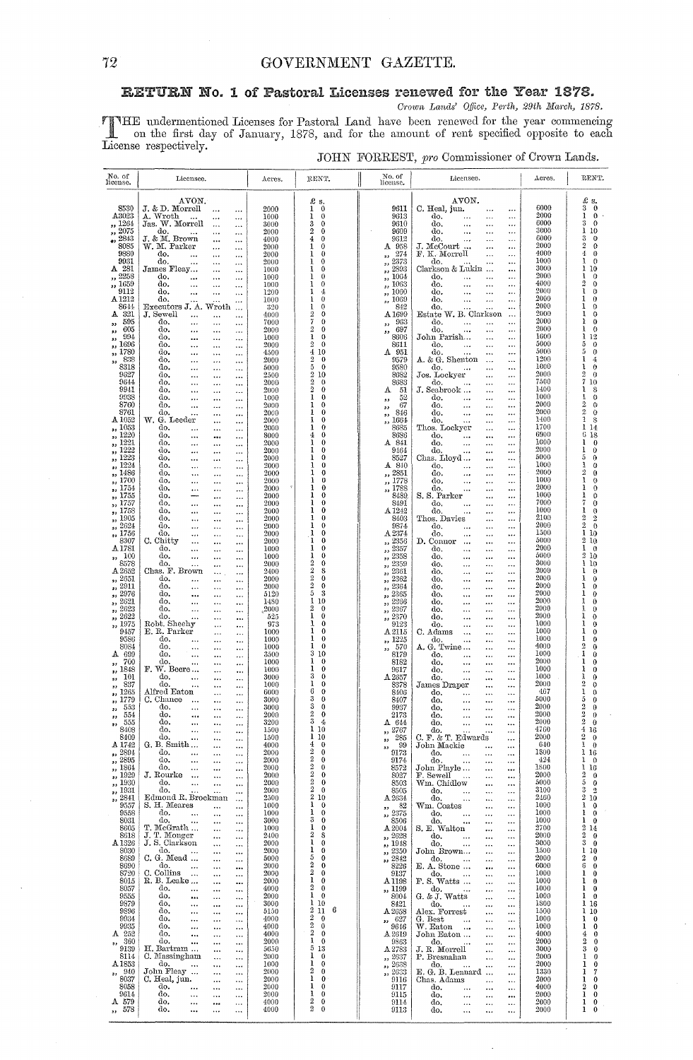## RETURN No. 1 of Pastoral Licenses renewed for the Year 1878.

*Crown Lands' Office, Perth, 29th March, 1878.*

THE undermentioned Licenses for Pastoral Land have been renewed for the year commencing on the first day of January, 1878, and for the amount of rent specified opposite to each License respectively.

JOHN FORREST, *pro* Commissioner of Crown Lands.

| No. of license. | Licensee. | Acres. | Rent. £ s. | No. of license. | Licensee. | Acres. | Rent. £ s. |
|---|---|---|---|---|---|---|---|
| | AVON. | | | | AVON. | | |
| 8530 | J. & D. Morrell | 2000 | 1 0 | 9611 | C. Heal, jun. | 6000 | 3 0 |
| A3023 | A. Wroth | 1000 | 1 0 | 9613 | do. | 2000 | 1 0 |
| ,, 1264 | Jas. W. Morrell | 3000 | 3 0 | 9610 | do. | 6000 | 3 0 |
| ,, 2075 | do. | 2000 | 2 0 | 9609 | do. | 3000 | 1 10 |
| ,, 2843 | J. & M. Brown | 4000 | 4 0 | 9612 | do. | 6000 | 3 0 |
| 8085 | W. M. Parker | 2000 | 1 0 | A 968 | J. McCourt | 2000 | 2 0 |
| 9880 | do. | 2000 | 1 0 | ,, 274 | F. K. Morrell | 4000 | 4 0 |
| 9931 | do. | 2000 | 1 0 | ,, 2373 | do. | 1000 | 1 0 |
| A 281 | James Fleay | 1000 | 1 0 | ,, 2893 | Clarkson & Lukin | 3000 | 1 10 |
| ,, 2258 | do. | 1000 | 1 0 | ,, 1064 | do. | 2000 | 1 0 |
| ,, 1659 | do. | 1000 | 1 0 | ,, 1063 | do. | 4000 | 2 0 |
| 9112 | do. | 1200 | 1 4 | ,, 1060 | do. | 2000 | 1 0 |
| A 1212 | do. | 1000 | 1 0 | ,, 1069 | do. | 2000 | 1 0 |
| 8644 | Executors J. A. Wroth | 320 | 1 0 | 842 | do. | 2000 | 1 0 |
| A 321 | J. Sewell | 4000 | 2 0 | A 1699 | Estate W. B. Clarkson | 2000 | 1 0 |
| ,, 595 | do. | 7000 | 7 0 | ,, 963 | do. | 2000 | 1 0 |
| ,, 605 | do. | 2000 | 2 0 | ,, 697 | do. | 2000 | 1 0 |
| ,, 994 | do. | 1000 | 1 0 | 8606 | John Parish | 1600 | 1 12 |
| ,, 1696 | do. | 2000 | 2 0 | 8611 | do. | 5000 | 5 0 |
| ,, 1780 | do. | 4500 | 4 10 | A 951 | do. | 5000 | 5 0 |
| ,, 838 | do. | 2000 | 2 0 | 9579 | A. & G. Shenton | 1200 | 1 4 |
| 8318 | do. | 5000 | 5 0 | 9580 | do. | 1000 | 1 0 |
| 9627 | do. | 2500 | 2 10 | 8882 | Jos. Lockyer | 2000 | 2 0 |
| 9644 | do. | 2000 | 2 0 | 8883 | do. | 7500 | 7 10 |
| 9941 | do. | 2000 | 2 0 | A 51 | J. Seabrook | 1400 | 1 8 |
| 9938 | do. | 1000 | 1 0 | ,, 52 | do. | 1000 | 1 0 |
| 8760 | do. | 2000 | 1 0 | ,, 67 | do. | 2000 | 2 0 |
| 8761 | do. | 2000 | 1 0 | ,, 846 | do. | 2000 | 2 0 |
| A 1052 | W. G. Leeder | 2000 | 1 0 | ,, 1664 | do. | 1400 | 1 8 |
| ,, 1053 | do. | 2000 | 1 0 | 8685 | Thos. Lockyer | 1700 | 1 14 |
| ,, 1220 | do. | 8000 | 4 0 | 8686 | do. | 6900 | 6 18 |
| ,, 1221 | do. | 2000 | 1 0 | A 841 | do. | 1000 | 1 0 |
| ,, 1222 | do. | 2000 | 1 0 | 9464 | do. | 2000 | 1 0 |
| ,, 1223 | do. | 2000 | 1 0 | 8527 | Chas. Lloyd | 5000 | 5 0 |
| ,, 1224 | do. | 2000 | 1 0 | A 840 | do. | 1000 | 1 0 |
| ,, 1486 | do. | 2000 | 1 0 | ,, 2851 | do. | 2000 | 2 0 |
| ,, 1700 | do. | 2000 | 1 0 | ,, 1778 | do. | 1000 | 1 0 |
| ,, 1754 | do. | 2000 | 1 0 | ,, 1788 | do. | 2000 | 1 0 |
| ,, 1755 | do. | 2000 | 1 0 | 8480 | S. S. Parker | 1000 | 1 0 |
| ,, 1757 | do. | 2000 | 1 0 | 8491 | do. | 7000 | 7 0 |
| ,, 1758 | do. | 2000 | 1 0 | A 1242 | do. | 1000 | 1 0 |
| ,, 1905 | do. | 2000 | 1 0 | 8403 | Thos. Davies | 2100 | 2 2 |
| ,, 2624 | do. | 2000 | 1 0 | 9874 | do. | 2000 | 2 0 |
| ,, 1756 | do. | 2000 | 1 0 | A 2374 | do. | 1500 | 1 10 |
| 8307 | C. Chitty | 2000 | 1 0 | ,, 2356 | D. Connor | 5000 | 2 10 |
| A 1781 | do. | 1000 | 1 0 | ,, 2357 | do. | 2000 | 1 0 |
| ,, 100 | do. | 1000 | 1 0 | ,, 2358 | do. | 5000 | 2 10 |
| 8578 | do. | 2000 | 2 0 | ,, 2359 | do. | 3000 | 1 10 |
| A 2652 | Chas. F. Brown | 2400 | 2 8 | ,, 2361 | do. | 2000 | 1 0 |
| ,, 2651 | do. | 2000 | 2 0 | ,, 2362 | do. | 2000 | 1 0 |
| ,, 2011 | do. | 2000 | 2 0 | ,, 2364 | do. | 2000 | 1 0 |
| ,, 2976 | do. | 5120 | 5 3 | ,, 2365 | do. | 2000 | 1 0 |
| ,, 2621 | do. | 1480 | 1 10 | ,, 2366 | do. | 2000 | 1 0 |
| ,, 2623 | do. | 2000 | 2 0 | ,, 2367 | do. | 2000 | 1 0 |
| ,, 2622 | do. | 525 | 1 0 | ,, 2370 | do. | 2000 | 1 0 |
| ,, 1975 | Robt. Sheehy | 973 | 1 0 | 9123 | do. | 1000 | 1 0 |
| 9457 | E. R. Parker | 1000 | 1 0 | A 2115 | C. Adams | 1000 | 1 0 |
| 9586 | do. | 1000 | 1 0 | ,, 1225 | do. | 1000 | 1 0 |
| 8084 | do. | 1000 | 1 0 | ,, 570 | A. G. Twine | 4000 | 2 0 |
| A 699 | do. | 3500 | 3 10 | 8179 | do. | 1000 | 1 0 |
| ,, 700 | do. | 1000 | 1 0 | 8182 | do. | 2000 | 1 0 |
| ,, 1848 | F. W. Beere | 1000 | 1 0 | 9617 | do. | 1000 | 1 0 |
| ,, 101 | do. | 3000 | 3 0 | A 2657 | do. | 1000 | 1 0 |
| ,, 837 | do. | 1000 | 1 0 | 8378 | James Draper | 2000 | 2 0 |
| ,, 1265 | Alfred Eaton | 6000 | 6 0 | 8406 | do. | 467 | 1 0 |
| ,, 1779 | C. Chance | 3000 | 3 0 | 8407 | do. | 5000 | 5 0 |
| ,, 553 | do. | 3000 | 3 0 | 9937 | do. | 2000 | 2 0 |
| ,, 554 | do. | 2000 | 2 0 | 2173 | do. | 2000 | 2 0 |
| ,, 555 | do. | 3200 | 3 4 | A 644 | do. | 2000 | 2 0 |
| 8408 | do. | 1500 | 1 10 | ,, 2767 | do. | 4760 | 4 16 |
| 8409 | do. | 1500 | 1 10 | ,, 285 | C. F. & T. Edwards | 2000 | 2 0 |
| A 1742 | G. B. Smith | 4000 | 4 0 | ,, 99 | John Mackie | 640 | 1 0 |
| ,, 2894 | do. | 2000 | 2 0 | 9173 | do. | 1800 | 1 16 |
| ,, 2895 | do. | 2000 | 2 0 | 9174 | do. | 424 | 1 0 |
| ,, 1864 | do. | 2000 | 2 0 | 8572 | John Playle | 1800 | 1 16 |
| ,, 1929 | J. Rourke | 2000 | 2 0 | 8027 | F. Sewell | 2000 | 2 0 |
| ,, 1930 | do. | 2000 | 2 0 | 8503 | Wm. Chidlow | 5000 | 5 0 |
| ,, 1931 | do. | 2000 | 2 0 | 8505 | do. | 3100 | 3 2 |
| ,, 2841 | Edmond R. Brockman | 2500 | 2 10 | A 2634 | do. | 2460 | 2 10 |
| 9557 | S. H. Meares | 1000 | 1 0 | ,, 82 | Wm. Coates | 1000 | 1 0 |
| 9558 | do. | 1000 | 1 0 | ,, 2375 | do. | 1000 | 1 0 |
| 8031 | do. | 3000 | 3 0 | 8506 | do. | 1000 | 1 0 |
| 8605 | T. McGrath | 1000 | 1 0 | A 2004 | S. E. Walton | 2700 | 2 14 |
| 8618 | J. T. Monger | 2400 | 2 8 | ,, 2628 | do. | 2000 | 2 0 |
| A 1326 | J. S. Clarkson | 2000 | 1 0 | ,, 1048 | do. | 3000 | 3 0 |
| 8030 | do. | 2000 | 1 0 | ,, 2350 | John Brown | 1500 | 1 10 |
| 8689 | C. G. Mead | 5000 | 5 0 | ,, 2842 | do. | 2000 | 2 0 |
| 8690 | do. | 2000 | 2 0 | 8226 | E. A. Stone | 6000 | 6 0 |
| 8720 | C. Collins | 2000 | 2 0 | 9137 | do. | 1000 | 1 0 |
| 8015 | R. B. Leake | 2000 | 1 0 | A 1198 | F. S. Watts | 1000 | 1 0 |
| 8057 | do. | 4000 | 2 0 | ,, 1199 | do. | 1000 | 1 0 |
| 9555 | do. | 2000 | 1 0 | 8004 | G. & J. Watts | 1000 | 1 0 |
| 9879 | do. | 3000 | 1 10 | 8421 | do. | 1800 | 1 16 |
| 9896 | do. | 5150 | 2 11 6 | A 2658 | Alex. Forrest | 1500 | 1 10 |
| 9934 | do. | 4000 | 2 0 | ,, 627 | G. Best | 1000 | 1 0 |
| 9935 | do. | 4000 | 2 0 | 9616 | W. Eaton | 1000 | 1 0 |
| A 252 | do. | 4000 | 2 0 | A 2619 | John Eaton | 4000 | 4 0 |
| ,, 360 | do. | 2000 | 1 0 | 9863 | do. | 2000 | 2 0 |
| 9139 | H. Bartram | 5650 | 5 13 | A 2783 | J. R. Morrell | 3000 | 3 0 |
| 8114 | C. Massingham | 2000 | 1 0 | ,, 2637 | P. Bresnahan | 2000 | 1 0 |
| A 1853 | do. | 1000 | 1 0 | ,, 2638 | do. | 2000 | 1 0 |
| ,, 940 | John Fleay | 2000 | 2 0 | ,, 2633 | E. G. B. Lennard | 1330 | 1 7 |
| 8037 | C. Heal, jun. | 2000 | 1 0 | 9116 | Chas. Adams | 2000 | 1 0 |
| 8058 | do. | 2000 | 1 0 | 9117 | do. | 4000 | 2 0 |
| 9614 | do. | 2000 | 1 0 | 9115 | do. | 2000 | 1 0 |
| A 579 | do. | 4000 | 2 0 | 9114 | do. | 2000 | 1 0 |
| ,, 578 | do. | 4000 | 2 0 | 9113 | do. | 2000 | 1 0 |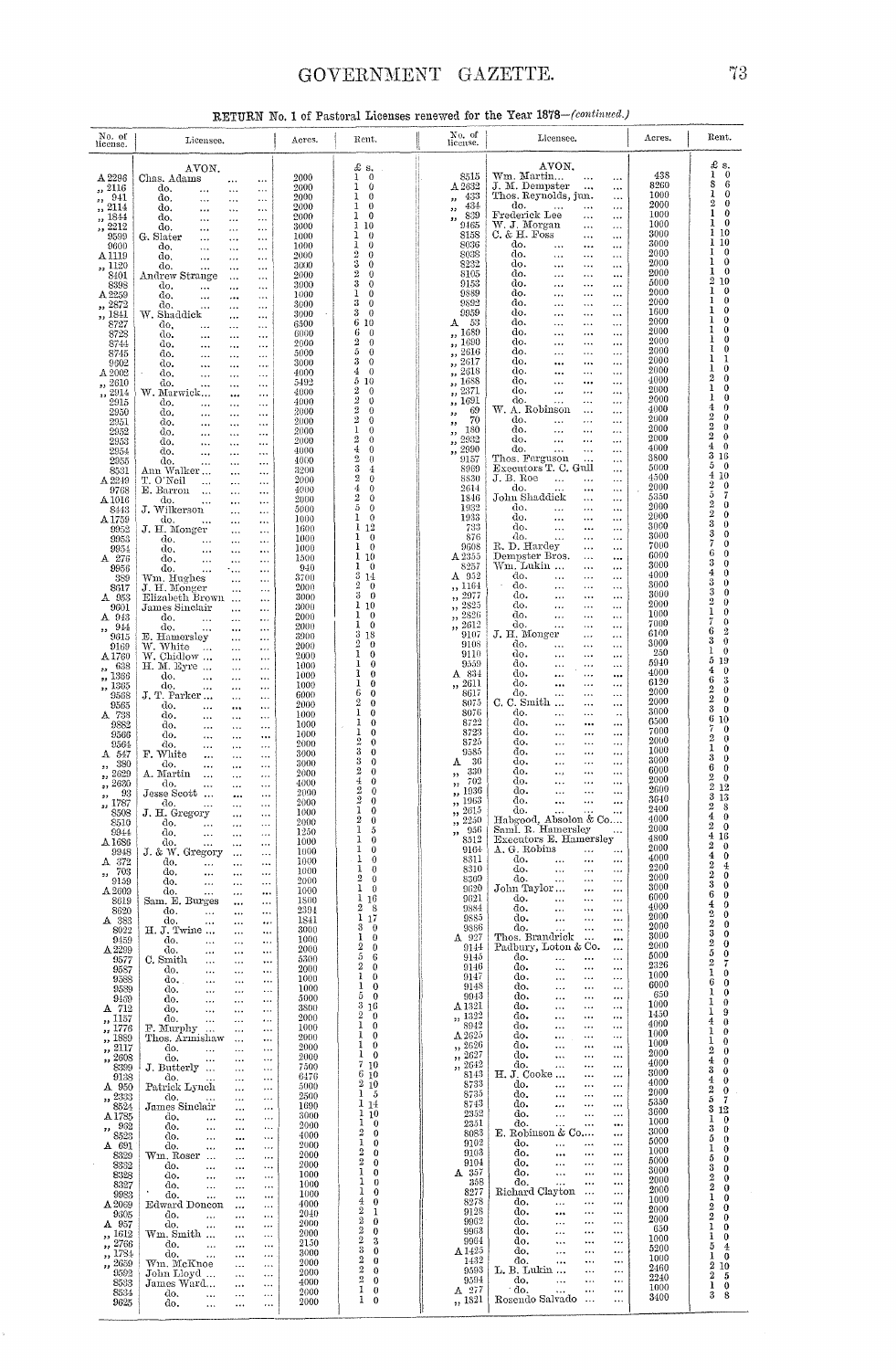**RETURN No. 1 of Pastoral Licenses renewed for the Year 1878—(continued.)**

| No. of license. | Licensee. | Acres. | Rent. £ s. |
|---|---|---|---|
| | AVON. | | |
| A 2296 | Chas. Adams | 2000 | 1 0 |
| ,, 2116 | do. | 2000 | 1 0 |
| ,, 941 | do. | 2000 | 1 0 |
| ,, 2114 | do. | 2000 | 1 0 |
| ,, 1844 | do. | 2000 | 1 0 |
| ,, 2212 | do. | 3000 | 1 10 |
| 9599 | G. Slater | 1000 | 1 0 |
| 9600 | do. | 1000 | 1 0 |
| A 1119 | do. | 2000 | 2 0 |
| ,, 1120 | do. | 3000 | 3 0 |
| 8401 | Andrew Strange | 2000 | 2 0 |
| 8398 | do. | 3000 | 3 0 |
| A 2259 | do. | 1000 | 1 0 |
| ,, 2872 | do. | 3000 | 3 0 |
| ,, 1841 | W. Shaddick | 3000 | 3 0 |
| 8727 | do. | 6500 | 6 10 |
| 8728 | do. | 6000 | 6 0 |
| 8744 | do. | 2000 | 2 0 |
| 8745 | do. | 5000 | 5 0 |
| 9902 | do. | 3000 | 3 0 |
| A 2002 | do. | 4000 | 4 0 |
| ,, 2610 | do. | 5492 | 5 10 |
| ,, 2914 | W. Marwick | 4000 | 2 0 |
| 2915 | do. | 4000 | 2 0 |
| 2950 | do. | 2000 | 2 0 |
| 2951 | do. | 2000 | 2 0 |
| 2952 | do. | 2000 | 1 0 |
| 2953 | do. | 2000 | 2 0 |
| 2954 | do. | 4000 | 4 0 |
| 2955 | do. | 4000 | 2 0 |
| 8531 | Ann Walker | 3200 | 3 4 |
| A 2249 | T. O'Neil | 2000 | 2 0 |
| 9768 | E. Barron | 4000 | 4 0 |
| A 1016 | do. | 2000 | 2 0 |
| 8443 | J. Wilkerson | 5000 | 5 0 |
| A 1759 | do. | 1000 | 1 0 |
| 9952 | J. H. Monger | 1600 | 1 12 |
| 9953 | do. | 1000 | 1 0 |
| 9954 | do. | 1000 | 1 0 |
| A 276 | do. | 1500 | 1 10 |
| 9956 | do. | 940 | 1 0 |
| 389 | Wm. Hughes | 3700 | 3 14 |
| 8617 | J. H. Monger | 2000 | 2 0 |
| A 953 | Elizabeth Brown | 3000 | 3 0 |
| 9601 | James Sinclair | 3000 | 1 10 |
| A 943 | do. | 2000 | 1 0 |
| ,, 944 | do. | 2000 | 1 0 |
| 9615 | E. Hamersley | 3900 | 3 18 |
| 9169 | W. White | 2000 | 2 0 |
| A 1760 | W. Chidlow | 2000 | 1 0 |
| ,, 638 | H. M. Eyre | 1000 | 1 0 |
| ,, 1393 | do. | 1000 | 1 0 |
| ,, 1365 | do. | 1000 | 1 0 |
| 9568 | J. T. Parker | 6000 | 6 0 |
| 9565 | do. | 2000 | 2 0 |
| A 738 | do. | 1000 | 1 0 |
| 9882 | do. | 1000 | 1 0 |
| 9566 | do. | 1000 | 1 0 |
| 9564 | do. | 2000 | 2 0 |
| A 547 | F. White | 3000 | 3 0 |
| ,, 380 | do. | 3000 | 3 0 |
| ,, 2629 | A. Martin | 2000 | 2 0 |
| ,, 2630 | do. | 4000 | 4 0 |
| ,, 93 | Jesse Scott | 2000 | 2 0 |
| ,, 1787 | do. | 2000 | 2 0 |
| 8508 | J. H. Gregory | 1000 | 1 0 |
| 8510 | do. | 2000 | 2 0 |
| 9944 | do. | 1250 | 1 5 |
| A 1686 | do. | 1000 | 1 0 |
| 9948 | J. & W. Gregory | 1000 | 1 0 |
| A 372 | do. | 1000 | 1 0 |
| ,, 703 | do. | 1000 | 1 0 |
| 9159 | do. | 2000 | 2 0 |
| A 2609 | do. | 1000 | 1 0 |
| 8619 | Sam. E. Burges | 1800 | 1 16 |
| 8620 | do. | 2394 | 2 8 |
| A 383 | do. | 1841 | 1 17 |
| 8922 | H. J. Twine | 3000 | 3 0 |
| 9459 | do. | 1000 | 1 0 |
| A 2299 | do. | 2000 | 2 0 |
| 9577 | C. Smith | 5300 | 5 6 |
| 9587 | do. | 2000 | 2 0 |
| 9588 | do. | 1000 | 1 0 |
| 9589 | do. | 1000 | 1 0 |
| 9169 | do. | 5000 | 5 0 |
| A 712 | do. | 3800 | 3 16 |
| ,, 1157 | do. | 2000 | 2 0 |
| ,, 1776 | F. Murphy | 1000 | 1 0 |
| ,, 1889 | Thos. Armishaw | 2000 | 1 0 |
| ,, 2117 | do. | 2000 | 1 0 |
| ,, 2608 | do. | 2000 | 1 0 |
| 8399 | J. Butterly | 7500 | 7 10 |
| 9138 | do. | 6476 | 6 10 |
| A 950 | Patrick Lynch | 5000 | 2 10 |
| ,, 2333 | do. | 2500 | 1 5 |
| 8524 | James Sinclair | 1690 | 1 14 |
| A 1785 | do. | 3000 | 1 10 |
| ,, 962 | do. | 2000 | 1 0 |
| 8523 | do. | 4000 | 2 0 |
| A 691 | do. | 2000 | 1 0 |
| 8329 | Wm. Roser | 2000 | 2 0 |
| 8332 | do. | 2000 | 2 0 |
| 8328 | do. | 1000 | 1 0 |
| 8327 | do. | 1000 | 1 0 |
| 9983 | do. | 1000 | 1 0 |
| A 2069 | Edward Doncon | 4000 | 4 0 |
| 9605 | do. | 2040 | 2 1 |
| A 957 | do. | 2000 | 2 0 |
| ,, 1612 | Wm. Smith | 2000 | 2 0 |
| ,, 2766 | do. | 2150 | 2 3 |
| ,, 1784 | do. | 3000 | 3 0 |
| ,, 2659 | Wm. McKnoe | 2000 | 2 0 |
| 9592 | John Lloyd | 2000 | 2 0 |
| 8533 | James Ward | 4000 | 2 0 |
| 8534 | do. | 2000 | 1 0 |
| 9625 | do. | 2000 | 1 0 |

| No. of license. | Licensee. | Acres. | Rent. £ s. |
|---|---|---|---|
| | AVON. | | |
| 8515 | Wm. Martin | 438 | 1 0 |
| A 2632 | J. M. Dempster | 8260 | 8 6 |
| ,, 433 | Thos. Reynolds, jun. | 1000 | 1 0 |
| ,, 434 | do. | 2000 | 2 0 |
| ,, 839 | Frederick Lee | 1000 | 1 0 |
| 9465 | W. J. Morgan | 1000 | 1 0 |
| 8158 | C. & H. Foss | 3000 | 1 10 |
| 8036 | do. | 3000 | 1 10 |
| 8038 | do. | 2000 | 1 0 |
| 8232 | do. | 2000 | 1 0 |
| 8105 | do. | 2000 | 1 0 |
| 9153 | do. | 5000 | 2 10 |
| 9889 | do. | 2000 | 1 0 |
| 9892 | do. | 2000 | 1 0 |
| 9959 | do. | 1600 | 1 0 |
| A 53 | do. | 2000 | 1 0 |
| ,, 1689 | do. | 2000 | 1 0 |
| ,, 1690 | do. | 2000 | 1 0 |
| ,, 2616 | do. | 2000 | 1 0 |
| ,, 2617 | do. | 2000 | 1 1 |
| ,, 2618 | do. | 2000 | 1 0 |
| ,, 1688 | do. | 4000 | 2 0 |
| ,, 2371 | do. | 2000 | 1 0 |
| ,, 1691 | do. | 2000 | 1 0 |
| ,, 69 | W. A. Robinson | 4000 | 4 0 |
| ,, 70 | do. | 2000 | 2 0 |
| ,, 180 | do. | 2000 | 2 0 |
| ,, 2932 | do. | 2000 | 2 0 |
| ,, 2990 | do. | 4000 | 4 0 |
| 9157 | Thos. Ferguson | 3800 | 3 16 |
| 8969 | Executors T. C. Gull | 5000 | 5 0 |
| 8830 | J. B. Roe | 4500 | 4 10 |
| 2614 | do. | 2000 | 2 0 |
| 1846 | John Shaddick | 5350 | 5 7 |
| 1932 | do. | 2000 | 2 0 |
| 1933 | do. | 2000 | 2 0 |
| 733 | do. | 3000 | 3 0 |
| 876 | do. | 3000 | 3 0 |
| 9608 | R. D. Hardey | 7000 | 7 0 |
| A 2355 | Dempster Bros. | 6000 | 6 0 |
| 8257 | Wm. Lukin | 3000 | 3 0 |
| A 952 | do. | 4000 | 4 0 |
| ,, 1164 | do. | 3000 | 3 0 |
| ,, 2977 | do. | 3000 | 3 0 |
| ,, 2825 | do. | 2000 | 2 0 |
| ,, 2826 | do. | 1000 | 1 0 |
| ,, 2612 | do. | 7000 | 7 0 |
| 9107 | J. H. Monger | 6100 | 6 2 |
| 9108 | do. | 3000 | 3 0 |
| 9110 | do. | 250 | 1 0 |
| 9559 | do. | 5940 | 5 19 |
| A 834 | do. | 4000 | 4 0 |
| ,, 2611 | do. | 6120 | 6 3 |
| 8617 | do. | 2000 | 2 0 |
| 8075 | C. C. Smith | 2000 | 2 0 |
| 8076 | do. | 3000 | 3 0 |
| 8722 | do. | 6500 | 6 10 |
| 8723 | do. | 7000 | 7 0 |
| 8725 | do. | 2000 | 2 0 |
| 9585 | do. | 1000 | 1 0 |
| A 36 | do. | 3000 | 3 0 |
| ,, 330 | do. | 6000 | 6 0 |
| ,, 702 | do. | 2000 | 2 0 |
| ,, 1036 | do. | 2600 | 2 12 |
| ,, 1963 | do. | 3640 | 3 13 |
| ,, 2615 | do. | 2400 | 2 8 |
| ,, 2250 | Habgood, Absolon & Co. | 4000 | 4 0 |
| ,, 956 | Saml. R. Hamersley | 2000 | 2 0 |
| 8512 | Executors E. Hamersley | 4800 | 4 16 |
| 9164 | A. G. Robins | 2000 | 2 0 |
| 8311 | do. | 4000 | 4 0 |
| 8310 | do. | 2200 | 2 4 |
| 8309 | do. | 2000 | 2 0 |
| 9620 | John Taylor | 3000 | 3 0 |
| 9621 | do. | 6000 | 6 0 |
| 9884 | do. | 4000 | 4 0 |
| 9885 | do. | 2000 | 2 0 |
| 9886 | do. | 2000 | 2 0 |
| A 927 | Thos. Brandrick | 3000 | 3 0 |
| 9144 | Padbury, Loton & Co. | 2000 | 2 0 |
| 9145 | do. | 5000 | 5 0 |
| 9146 | do. | 2326 | 2 7 |
| 9147 | do. | 1000 | 1 0 |
| 9148 | do. | 6000 | 6 0 |
| 9043 | do. | 650 | 1 0 |
| A 1321 | do. | 1000 | 1 0 |
| ,, 1322 | do. | 1450 | 1 9 |
| 8942 | do. | 4000 | 4 0 |
| A 2625 | do. | 1000 | 1 0 |
| ,, 2626 | do. | 1000 | 1 0 |
| ,, 2627 | do. | 2000 | 2 0 |
| ,, 2642 | do. | 4000 | 4 0 |
| 8143 | H. J. Cooke | 3000 | 3 0 |
| 8733 | do. | 4000 | 4 0 |
| 8735 | do. | 2000 | 2 0 |
| 8743 | do. | 5350 | 5 7 |
| 2352 | do. | 3600 | 3 12 |
| 2351 | do. | 1000 | 1 0 |
| 8083 | E. Robinson & Co. | 3000 | 3 0 |
| 9102 | do. | 5000 | 5 0 |
| 9103 | do. | 1000 | 1 0 |
| 9104 | do. | 5000 | 5 0 |
| A 357 | do. | 3000 | 3 0 |
| 358 | do. | 2000 | 2 0 |
| 8277 | Richard Clayton | 2000 | 2 0 |
| 8278 | do. | 1000 | 1 0 |
| 9128 | do. | 2000 | 2 0 |
| 9062 | do. | 2000 | 2 0 |
| 9963 | do. | 650 | 1 0 |
| 9964 | do. | 1000 | 1 0 |
| A 1435 | do. | 5200 | 5 4 |
| 1432 | do. | 1000 | 1 0 |
| 9593 | L. B. Lukin | 2460 | 2 10 |
| 9594 | do. | 2240 | 2 5 |
| A 277 | do. | 1000 | 1 0 |
| ,, 1821 | Rosendo Salvado | 3400 | 3 8 |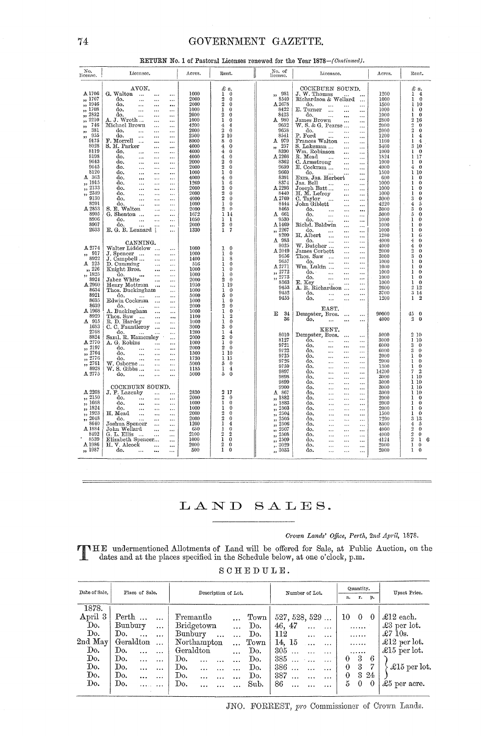RETURN No. 1 of Pastoral Licenses renewed for the Year 1878—*(Continued)*.

| No. license. | Licensee. | Acres. | Rent. |
|---|---|---|---|
| | **AVON.** | | £ s. |
| A 1706 | G. Walton | 1000 | 1 0 |
| ,, 1707 | do. | 2000 | 2 0 |
| ,, 1946 | do. | 2000 | 2 0 |
| ,, 1708 | do. | 1000 | 1 0 |
| ,, 2852 | do. | 2000 | 2 0 |
| ,, 2210 | A. J. Wroth | 1000 | 1 0 |
| ,, 746 | Michael Brown | 4200 | 4 4 |
| ,, 331 | do. | 2000 | 2 0 |
| ,, 955 | do. | 2500 | 2 10 |
| 9175 | F. Morrell | 8000 | 8 0 |
| 8028 | S. H. Parker | 4000 | 4 0 |
| 8119 | do. | 4000 | 4 0 |
| 8198 | do. | 4000 | 4 0 |
| 9643 | do. | 2000 | 2 0 |
| 9645 | do. | 2000 | 2 0 |
| 8120 | do. | 1000 | 1 0 |
| A 363 | do. | 4000 | 4 0 |
| ,, 1915 | do. | 1269 | 1 6 |
| ,, 2133 | do. | 2000 | 2 0 |
| ,, 2349 | do. | 2000 | 2 0 |
| 9130 | do. | 2000 | 2 0 |
| 8201 | do. | 1000 | 1 0 |
| A 2853 | S. E. Walton | 2000 | 2 0 |
| 8905 | G. Shenton | 1672 | 1 14 |
| 8906 | do. | 1050 | 1 1 |
| 8907 | do. | 2000 | 2 0 |
| 2633 | E. G. B. Lennard | 1330 | 1 7 |
| | **CANNING.** | | |
| A 2774 | Walter Liddelow | 1000 | 1 0 |
| ,, 917 | J. Spencer | 1000 | 1 0 |
| 8922 | J. Campbell | 1400 | 1 8 |
| A 225 | D. Cumming | 516 | 1 0 |
| ,, 226 | Knight Bros. | 1000 | 1 0 |
| ,, 1825 | do. | 1000 | 1 0 |
| 8924 | Jabez White | 2000 | 2 0 |
| A 2960 | Henry Mottram | 1950 | 1 19 |
| 8634 | Thos. Buckingham | 1000 | 1 0 |
| 8921 | do. | 5000 | 5 0 |
| 8633 | Edwin Cockram | 1000 | 1 0 |
| 8639 | do. | 2000 | 2 0 |
| A 1968 | A. Buckingham | 1000 | 1 0 |
| 8929 | Thos. Saw | 1100 | 1 2 |
| A 915 | R. D. Hardey | 1000 | 1 0 |
| 1683 | C. C. Fauntleroy | 3000 | 3 0 |
| 2768 | do. | 1200 | 1 4 |
| 8824 | Saml. R. Hamersley | 2000 | 2 0 |
| A 2770 | A. G. Robins | 1000 | 1 0 |
| ,, 2197 | do. | 2000 | 2 0 |
| ,, 2764 | do. | 1500 | 1 10 |
| ,, 2776 | do. | 1730 | 1 15 |
| ,, 2761 | W. Osborne | 5000 | 5 0 |
| 8928 | W. S. Gibbs | 1185 | 1 4 |
| A 2775 | do. | 5000 | 5 0 |
| | **COCKBURN SOUND.** | | |
| A 2268 | J. F. Lazenby | 2830 | 2 17 |
| ,, 2150 | do. | 2000 | 2 0 |
| ,, 1668 | do. | 1000 | 1 0 |
| ,, 1824 | do. | 1000 | 1 0 |
| ,, 1923 | H. Mead | 2000 | 2 0 |
| ,, 2048 | do. | 2000 | 2 0 |
| 8640 | Joshua Spencer | 1200 | 1 4 |
| A 1884 | John Wellard | 650 | 1 0 |
| 8492 | G. L. Ellis | 2100 | 2 2 |
| 8539 | Elizabeth Spencer | 1000 | 1 0 |
| A 1986 | H. V. Alcock | 2000 | 2 0 |
| ,, 1987 | do. | 500 | 1 0 |
| | **COCKBURN SOUND.** | | £ s. |
| ,, 981 | J. W. Thomas | 1200 | 1 4 |
| 8540 | Richardson & Wellard | 1000 | 1 0 |
| A 2678 | do. | 1500 | 1 10 |
| 8422 | E. Turner | 1000 | 1 0 |
| 8423 | do. | 1000 | 1 0 |
| A 980 | James Brown | 2800 | 2 16 |
| 9652 | W. S. & G. Pearse | 2000 | 2 0 |
| 9658 | do. | 2000 | 2 0 |
| 8541 | P. Ford | 1200 | 1 4 |
| A 979 | Frances Walton | 1160 | 1 4 |
| ,, 257 | S. Lakeman | 3460 | 3 10 |
| 8390 | Wm. Robinson | 1000 | 1 0 |
| A 2266 | R. Mead | 1824 | 1 17 |
| 8362 | C. Armstrong | 1000 | 1 0 |
| 9659 | E. Cockram | 4000 | 4 0 |
| 9660 | do. | 1500 | 1 10 |
| 8391 | Exrs. Jas. Herbert | 600 | 1 0 |
| 8374 | Jas. Bell | 1000 | 1 0 |
| A 2293 | Joseph Batt | 1000 | 1 0 |
| 8440 | H. M. Lefroy | 1000 | 1 0 |
| A 2769 | C. Taylor | 3000 | 3 0 |
| 8444 | John Giblett | 4220 | 4 5 |
| 8465 | do. | 3000 | 3 0 |
| A 661 | do. | 5000 | 5 0 |
| 9530 | do. | 1000 | 1 0 |
| A 1469 | Richd. Baldwin | 1000 | 1 0 |
| ,, 2267 | do. | 1000 | 1 0 |
| 8209 | H. Albert | 1280 | 1 6 |
| A 983 | do. | 4000 | 4 0 |
| 8025 | W. Butcher | 4000 | 4 0 |
| A 2049 | James Corbett | 2000 | 2 0 |
| 9656 | Thos. Saw | 3000 | 3 0 |
| 9657 | do. | 1000 | 1 0 |
| A 2771 | Wm. Lukin | 1000 | 1 0 |
| ,, 2772 | do. | 1000 | 1 0 |
| ,, 2773 | do. | 1000 | 1 0 |
| 8363 | E. Key | 1000 | 1 0 |
| 9453 | A. R. Richardson | 2600 | 2 12 |
| 9452 | do. | 3700 | 3 14 |
| 9455 | do. | 1200 | 1 2 |
| | **EAST.** | | |
| E 34 | Dempster, Bros. | 90000 | 45 0 |
| 36 | do. | 4000 | 2 0 |
| | **KENT.** | | |
| 8010 | Dempster, Bros. | 5000 | 2 10 |
| 8127 | do. | 3000 | 1 10 |
| 9721 | do. | 6000 | 3 0 |
| 9722 | do. | 6000 | 3 0 |
| 9725 | do. | 2000 | 1 0 |
| 9726 | do. | 2000 | 1 0 |
| 9759 | do. | 1300 | 1 0 |
| 9897 | do. | 14200 | 7 2 |
| 9898 | do. | 3000 | 1 10 |
| 9899 | do. | 3000 | 1 10 |
| 9900 | do. | 3000 | 1 10 |
| A 867 | do. | 3000 | 1 10 |
| ,, 1882 | do. | 2000 | 1 0 |
| ,, 1883 | do. | 2000 | 1 0 |
| ,, 2503 | do. | 2000 | 1 0 |
| ,, 2504 | do. | 1500 | 1 0 |
| ,, 2505 | do. | 7290 | 3 13 |
| ,, 2506 | do. | 8500 | 4 5 |
| ,, 2507 | do. | 4000 | 2 0 |
| ,, 2508 | do. | 4000 | 2 0 |
| ,, 2509 | do. | 4124 | 2 1 6 |
| ,, 3029 | do. | 2000 | 1 0 |
| ,, 3033 | do. | 2000 | 1 0 |

# LAND SALES.

*Crown Lands' Office, Perth, 2nd April,* 1878.

THE undermentioned Allotments of Land will be offered for Sale, at Public Auction, on the dates and at the places specified in the Schedule below, at one o'clock, p.m.

## SCHEDULE.

| Date of Sale. | Place of Sale. | Description of Lot. | | Number of Lot. | Quantity. a. r. p. | Upset Price. |
|---|---|---|---|---|---|---|
| 1878. April 3 | Perth | Fremantle | Town | 527, 528, 529 | 10 0 0 | £12 each. |
| Do. | Bunbury | Bridgetown | Do. | 46, 47 | ...... | £3 per lot. |
| Do. | Do. | Bunbury | Do. | 112 | ...... | £7 10s. |
| 2nd May | Geraldton | Northampton | Town | 14, 15 | ...... | £12 per lot. |
| Do. | Do. | Geraldton | Do. | 305 | ...... | £15 per lot. |
| Do. | Do. | Do. | Do. | 385 | 0 3 6 | £15 per lot. |
| Do. | Do. | Do. | Do. | 386 | 0 3 7 | £15 per lot. |
| Do. | Do. | Do. | Do. | 387 | 0 3 24 | £15 per lot. |
| Do. | Do. | Do. | Sub. | 86 | 5 0 0 | £5 per acre. |

JNO. FORREST, *pro* Commissioner of Crown Lands.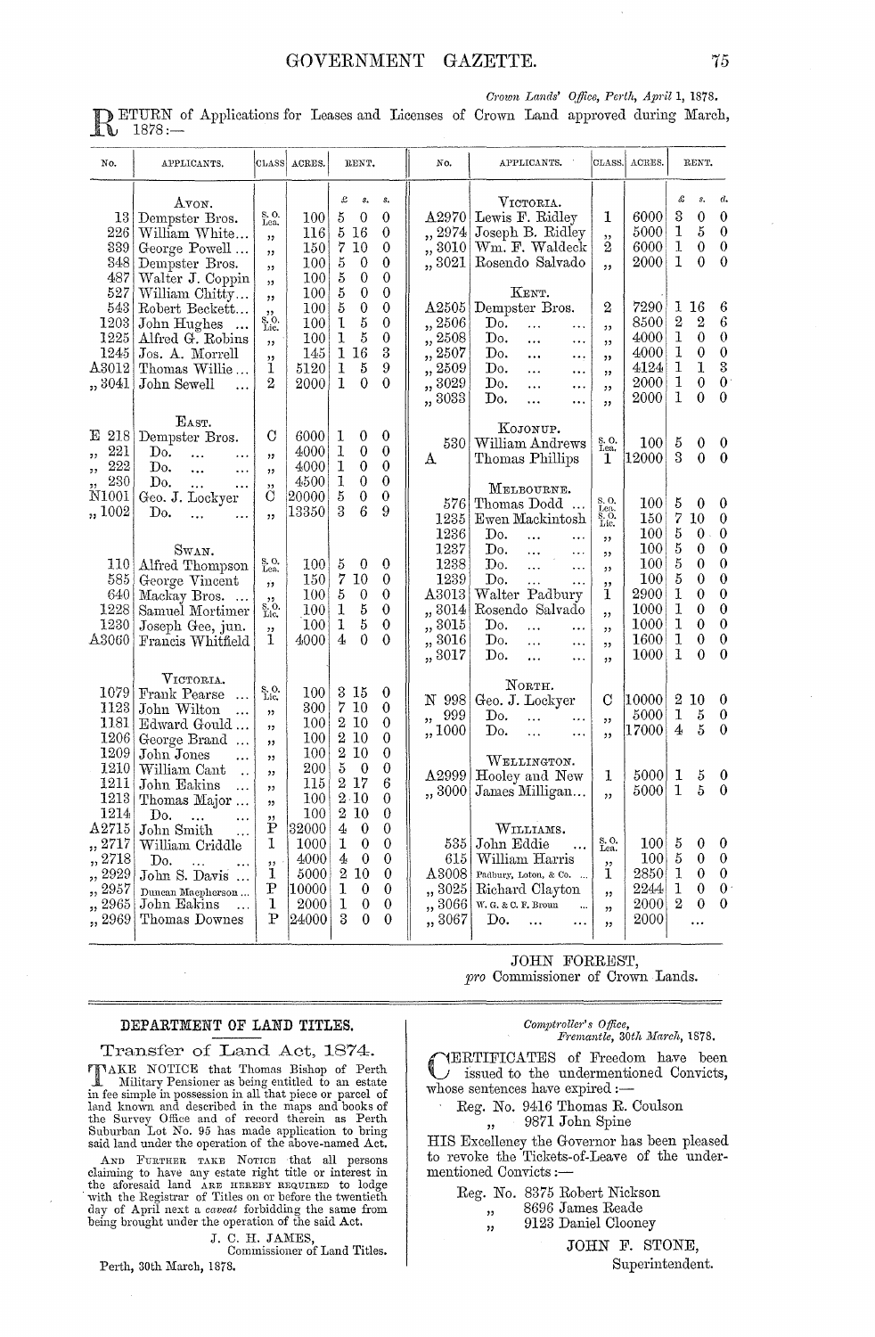*Crown Lands' Office, Perth, April 1, 1878.*

RETURN of Applications for Leases and Licenses of Crown Land approved during March, 1878:—

| No. | Applicants. | Class. | Acres. | Rent. £ | s. | d. |
|---|---|---|---|---|---|---|
| | **Avon.** | | | | | |
| 13 | Dempster Bros. | S. O. Lea. | 100 | 5 | 0 | 0 |
| 226 | William White... | ,, | 116 | 5 | 16 | 0 |
| 339 | George Powell ... | ,, | 150 | 7 | 10 | 0 |
| 348 | Dempster Bros. | ,, | 100 | 5 | 0 | 0 |
| 487 | Walter J. Coppin | ,, | 100 | 5 | 0 | 0 |
| 527 | William Chitty... | ,, | 100 | 5 | 0 | 0 |
| 543 | Robert Beckett... | ,, | 100 | 5 | 0 | 0 |
| 1203 | John Hughes ... | S. O. Lic. | 100 | 1 | 5 | 0 |
| 1225 | Alfred G. Robins | ,, | 100 | 1 | 5 | 0 |
| 1245 | Jos. A. Morrell | ,, | 145 | 1 | 16 | 3 |
| A3012 | Thomas Willie ... | 1 | 5120 | 1 | 5 | 9 |
| ,, 3041 | John Sewell ... | 2 | 2000 | 1 | 0 | 0 |
| | **East.** | | | | | |
| E 218 | Dempster Bros. | C | 6000 | 1 | 0 | 0 |
| ,, 221 | Do. ... ... | ,, | 4000 | 1 | 0 | 0 |
| ,, 222 | Do. ... ... | ,, | 4000 | 1 | 0 | 0 |
| ,, 230 | Do. ... ... | ,, | 4500 | 1 | 0 | 0 |
| N1001 | Geo. J. Lockyer | C | 20000 | 5 | 0 | 0 |
| ,, 1002 | Do. ... ... | ,, | 13350 | 3 | 6 | 9 |
| | **Swan.** | | | | | |
| 110 | Alfred Thompson | S. O. Lea. | 100 | 5 | 0 | 0 |
| 585 | George Vincent | ,, | 150 | 7 | 10 | 0 |
| 640 | Mackay Bros. ... | ,, | 100 | 5 | 0 | 0 |
| 1228 | Samuel Mortimer | S. O. Lic. | 100 | 1 | 5 | 0 |
| 1230 | Joseph Gee, jun. | ,, | 100 | 1 | 5 | 0 |
| A3060 | Francis Whitfield | 1 | 4000 | 4 | 0 | 0 |
| | **Victoria.** | | | | | |
| 1079 | Frank Pearse ... | S. O. Lic. | 100 | 3 | 15 | 0 |
| 1123 | John Wilton ... | ,, | 300 | 7 | 10 | 0 |
| 1181 | Edward Gould ... | ,, | 100 | 2 | 10 | 0 |
| 1206 | George Brand ... | ,, | 100 | 2 | 10 | 0 |
| 1209 | John Jones ... | ,, | 100 | 2 | 10 | 0 |
| 1210 | William Cant .. | ,, | 200 | 5 | 0 | 0 |
| 1211 | John Eakins ... | ,, | 115 | 2 | 17 | 6 |
| 1213 | Thomas Major ... | ,, | 100 | 2 | 10 | 0 |
| 1214 | Do. ... ... | ,, | 100 | 2 | 10 | 0 |
| A2715 | John Smith ... | P | 32000 | 4 | 0 | 0 |
| ,, 2717 | William Criddle | 1 | 1000 | 1 | 0 | 0 |
| ,, 2718 | Do. ... ... | ,, | 4000 | 4 | 0 | 0 |
| ,, 2929 | John S. Davis ... | 1 | 5000 | 2 | 10 | 0 |
| ,, 2957 | Duncan Macpherson ... | P | 10000 | 1 | 0 | 0 |
| ,, 2965 | John Eakins ... | 1 | 2000 | 1 | 0 | 0 |
| ,, 2969 | Thomas Downes | P | 24000 | 3 | 0 | 0 |
| A2970 | Lewis F. Ridley | 1 | 6000 | 3 | 0 | 0 |
| ,, 2974 | Joseph B. Ridley | ,, | 5000 | 1 | 5 | 0 |
| ,, 3010 | Wm. F. Waldeck | 2 | 6000 | 1 | 0 | 0 |
| ,, 3021 | Rosendo Salvado | ,, | 2000 | 1 | 0 | 0 |
| | **Kent.** | | | | | |
| A2505 | Dempster Bros. | 2 | 7290 | 1 | 16 | 6 |
| ,, 2506 | Do. ... ... | ,, | 8500 | 2 | 2 | 6 |
| ,, 2508 | Do. ... ... | ,, | 4000 | 1 | 0 | 0 |
| ,, 2507 | Do. ... ... | ,, | 4000 | 1 | 0 | 0 |
| ,, 2509 | Do. ... ... | ,, | 4124 | 1 | 1 | 3 |
| ,, 3029 | Do. ... ... | ,, | 2000 | 1 | 0 | 0 |
| ,, 3033 | Do. ... ... | ,, | 2000 | 1 | 0 | 0 |
| | **Kojonup.** | | | | | |
| 530 | William Andrews | S. O. Lea. | 100 | 5 | 0 | 0 |
| A | Thomas Phillips | 1 | 12000 | 3 | 0 | 0 |
| | **Melbourne.** | | | | | |
| 576 | Thomas Dodd ... | S. O. Lea. | 100 | 5 | 0 | 0 |
| 1235 | Ewen Mackintosh | S. O. Lic. | 150 | 7 | 10 | 0 |
| 1236 | Do. ... ... | ,, | 100 | 5 | 0 | 0 |
| 1237 | Do. ... ... | ,, | 100 | 5 | 0 | 0 |
| 1238 | Do. ... ... | ,, | 100 | 5 | 0 | 0 |
| 1239 | Do. ... ... | ,, | 100 | 5 | 0 | 0 |
| A3013 | Walter Padbury | 1 | 2900 | 1 | 0 | 0 |
| ,, 3014 | Rosendo Salvado | ,, | 1000 | 1 | 0 | 0 |
| ,, 3015 | Do. ... ... | ,, | 1000 | 1 | 0 | 0 |
| ,, 3016 | Do. ... ... | ,, | 1600 | 1 | 0 | 0 |
| ,, 3017 | Do. ... ... | ,, | 1000 | 1 | 0 | 0 |
| | **North.** | | | | | |
| N 998 | Geo. J. Lockyer | C | 10000 | 2 | 10 | 0 |
| ,, 999 | Do. ... ... | ,, | 5000 | 1 | 5 | 0 |
| ,, 1000 | Do. ... ... | ,, | 17000 | 4 | 5 | 0 |
| | **Wellington.** | | | | | |
| A2999 | Hooley and New | 1 | 5000 | 1 | 5 | 0 |
| ,, 3000 | James Milligan... | ,, | 5000 | 1 | 5 | 0 |
| | **Williams.** | | | | | |
| 535 | John Eddie ... | S. O. Lea. | 100 | 5 | 0 | 0 |
| 615 | William Harris | ,, | 100 | 5 | 0 | 0 |
| A3008 | Padbury, Loton, & Co. ... | 1 | 2850 | 1 | 0 | 0 |
| ,, 3025 | Richard Clayton | ,, | 2244 | 1 | 0 | 0 |
| ,, 3066 | W. G. & C. F. Broun ... | ,, | 2000 | 2 | 0 | 0 |
| ,, 3067 | Do. ... ... | ,, | 2000 | ... | | |

JOHN FORREST,
*pro* Commissioner of Crown Lands.

---

## DEPARTMENT OF LAND TITLES.

### Transfer of Land Act, 1874.

TAKE NOTICE that Thomas Bishop of Perth Military Pensioner as being entitled to an estate in fee simple in possession in all that piece or parcel of land known and described in the maps and books of the Survey Office and of record therein as Perth Suburban Lot No. 95 has made application to bring said land under the operation of the above-named Act.

AND FURTHER TAKE NOTICE that all persons claiming to have any estate right title or interest in the aforesaid land ARE HEREBY REQUIRED to lodge with the Registrar of Titles on or before the twentieth day of April next a *caveat* forbidding the same from being brought under the operation of the said Act.

J. C. H. JAMES,
Commissioner of Land Titles.

Perth, 30th March, 1878.

---

*Comptroller's Office,*
*Fremantle, 30th March, 1878.*

CERTIFICATES of Freedom have been issued to the undermentioned Convicts, whose sentences have expired:—

Reg. No. 9416 Thomas R. Coulson
,, 9871 John Spine

HIS Excellency the Governor has been pleased to revoke the Tickets-of-Leave of the undermentioned Convicts:—

Reg. No. 8375 Robert Nickson
,, 8696 James Reade
,, 9123 Daniel Clooney

JOHN F. STONE,
Superintendent.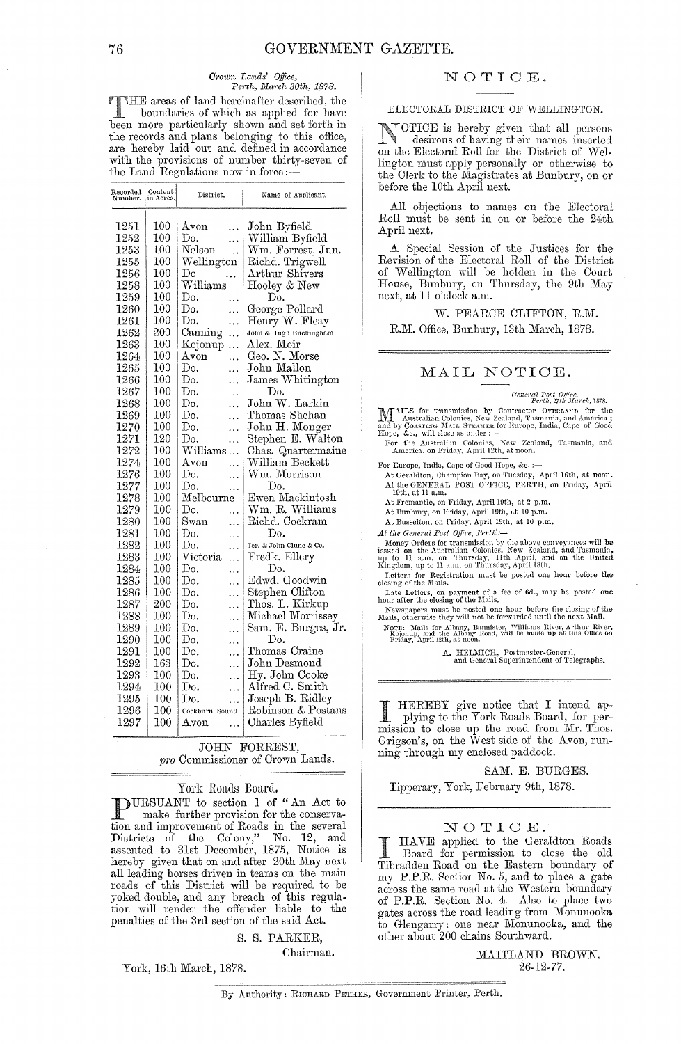*Crown Lands' Office,*
*Perth, March 30th, 1878.*

THE areas of land hereinafter described, the boundaries of which as applied for have been more particularly shown and set forth in the records and plans belonging to this office, are hereby laid out and defined in accordance with the provisions of number thirty-seven of the Land Regulations now in force:—

| Recorded Number. | Content in Acres. | District. | Name of Applicant. |
|---|---|---|---|
| 1251 | 100 | Avon ... | John Byfield |
| 1252 | 100 | Do. ... | William Byfield |
| 1253 | 100 | Nelson ... | Wm. Forrest, Jun. |
| 1255 | 100 | Wellington | Richd. Trigwell |
| 1256 | 100 | Do ... | Arthur Shivers |
| 1258 | 100 | Williams | Hooley & New |
| 1259 | 100 | Do. ... | Do. |
| 1260 | 100 | Do. ... | George Pollard |
| 1261 | 100 | Do. ... | Henry W. Fleay |
| 1262 | 200 | Canning ... | John & Hugh Buckingham |
| 1263 | 100 | Kojonup ... | Alex. Moir |
| 1264 | 100 | Avon ... | Geo. N. Morse |
| 1265 | 100 | Do. ... | John Mallon |
| 1266 | 100 | Do. ... | James Whitington |
| 1267 | 100 | Do. ... | Do. |
| 1268 | 100 | Do. ... | John W. Larkin |
| 1269 | 100 | Do. ... | Thomas Shehan |
| 1270 | 100 | Do. ... | John H. Monger |
| 1271 | 120 | Do. ... | Stephen E. Walton |
| 1272 | 100 | Williams ... | Chas. Quartermaine |
| 1274 | 100 | Avon ... | William Beckett |
| 1276 | 100 | Do. ... | Wm. Morrison |
| 1277 | 100 | Do. ... | Do. |
| 1278 | 100 | Melbourne | Ewen Mackintosh |
| 1279 | 100 | Do. ... | Wm. R. Williams |
| 1280 | 100 | Swan ... | Richd. Cockram |
| 1281 | 100 | Do. ... | Do. |
| 1282 | 100 | Do. ... | Jer. & John Clune & Co. |
| 1283 | 100 | Victoria ... | Fredk. Ellery |
| 1284 | 100 | Do. ... | Do. |
| 1285 | 100 | Do. ... | Edwd. Goodwin |
| 1286 | 100 | Do. ... | Stephen Clifton |
| 1287 | 200 | Do. ... | Thos. L. Kirkup |
| 1288 | 100 | Do. ... | Michael Morrissey |
| 1289 | 100 | Do. ... | Sam. E. Burges, Jr. |
| 1290 | 100 | Do. ... | Do. |
| 1291 | 100 | Do. ... | Thomas Craine |
| 1292 | 163 | Do. ... | John Desmond |
| 1293 | 100 | Do. ... | Hy. John Cooke |
| 1294 | 100 | Do. ... | Alfred C. Smith |
| 1295 | 100 | Do. ... | Joseph B. Ridley |
| 1296 | 100 | Cockburn Sound | Robinson & Postans |
| 1297 | 100 | Avon ... | Charles Byfield |

JOHN FORREST,
*pro* Commissioner of Crown Lands.

## York Roads Board.

PURSUANT to section 1 of "An Act to make further provision for the conservation and improvement of Roads in the several Districts of the Colony," No. 12, and assented to 31st December, 1875, Notice is hereby given that on and after 20th May next all leading horses driven in teams on the main roads of this District will be required to be yoked double, and any breach of this regulation will render the offender liable to the penalties of the 3rd section of the said Act.

S. S. PARKER,
Chairman.

York, 16th March, 1878.

## NOTICE.

ELECTORAL DISTRICT OF WELLINGTON.

NOTICE is hereby given that all persons desirous of having their names inserted on the Electoral Roll for the District of Wellington must apply personally or otherwise to the Clerk to the Magistrates at Bunbury, on or before the 10th April next.

All objections to names on the Electoral Roll must be sent in on or before the 24th April next.

A Special Session of the Justices for the Revision of the Electoral Roll of the District of Wellington will be holden in the Court House, Bunbury, on Thursday, the 9th May next, at 11 o'clock a.m.

W. PEARCE CLIFTON, R.M.

R.M. Office, Bunbury, 13th March, 1878.

## MAIL NOTICE.

*General Post Office,*
*Perth, 27th March, 1878.*

MAILS for transmission by Contractor OVERLAND for the Australian Colonies, New Zealand, Tasmania, and America; and by COASTING MAIL STEAMER for Europe, India, Cape of Good Hope, &c., will close as under:—

For the Australian Colonies, New Zealand, Tasmania, and America, on Friday, April 12th, at noon.

For Europe, India, Cape of Good Hope, &c.:—

At Geraldton, Champion Bay, on Tuesday, April 16th, at noon.
At the GENERAL POST OFFICE, PERTH, on Friday, April 19th, at 11 a.m.
At Fremantle, on Friday, April 19th, at 2 p.m.
At Bunbury, on Friday, April 19th, at 10 p.m.
At Busselton, on Friday, April 19th, at 10 p.m.

*At the General Post Office, Perth:—*

Money Orders for transmission by the above conveyances will be issued on the Australian Colonies, New Zealand, and Tasmania, up to 11 a.m. on Thursday, 11th April, and on the United Kingdom, up to 11 a.m. on Thursday, April 18th.

Letters for Registration must be posted one hour before the closing of the Mails.

Late Letters, on payment of a fee of 6d., may be posted one hour after the closing of the Mails.

Newspapers must be posted one hour before the closing of the Mails, otherwise they will not be forwarded until the next Mail.

NOTE:—Mails for Albany, Bannister, Williams River, Arthur River, Kojonup, and the Albany Road, will be made up at this Office on Friday, April 12th, at noon.

A. HELMICH, Postmaster-General,
and General Superintendent of Telegraphs.

---

I HEREBY give notice that I intend applying to the York Roads Board, for permission to close up the road from Mr. Thos. Grigson's, on the West side of the Avon, running through my enclosed paddock.

SAM. E. BURGES.

Tipperary, York, February 9th, 1878.

## NOTICE.

I HAVE applied to the Geraldton Roads Board for permission to close the old Tibradden Road on the Eastern boundary of my P.P.R. Section No. 5, and to place a gate across the same road at the Western boundary of P.P.R. Section No. 4. Also to place two gates across the road leading from Monunooka to Glengarry: one near Monunooka, and the other about 200 chains Southward.

MAITLAND BROWN.
26-12-77.

By Authority: RICHARD PETHER, Government Printer, Perth.